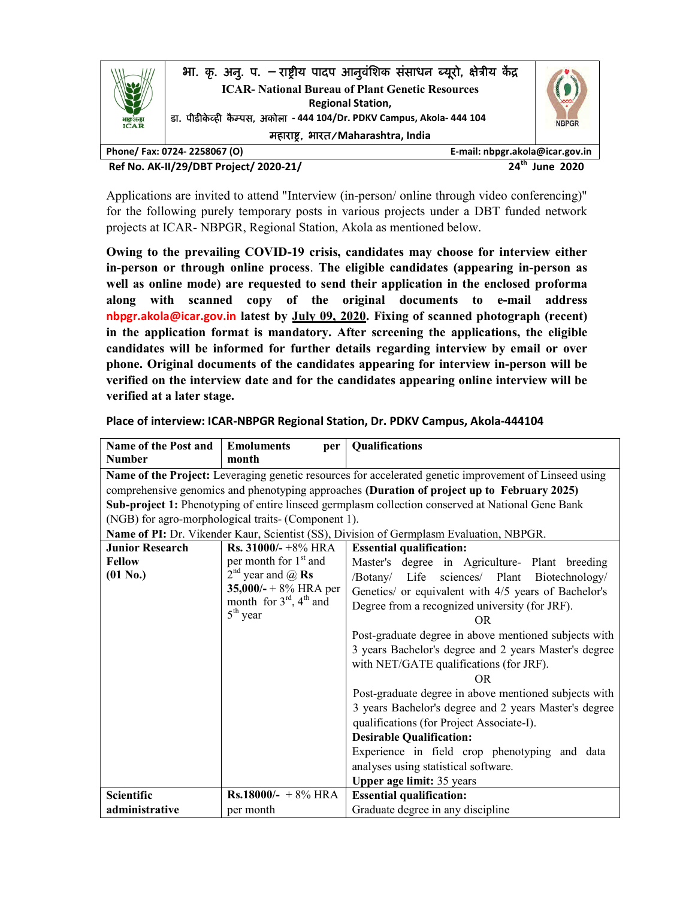भा. कृ. अनु. प. – राष्ट्रीय पादप आनुवंशिक संसाधन ब्यूरो, क्षेत्रीय केंद्र

**ICAR- National Bureau of Plant Genetic Resources**

**Regional Station,**

डा. पीडीकेव्ही कैम्पस, अकोला - 444 104/Dr. PDKV Campus, Akola- 444 104

महाराष्ट्र, भारत/Maharashtra, India

Phone/ Fax: 0724- 2258067 (O) | E-mail: nbpgr.akola@icar.gov.in

**Ref No. AK-II/29/DBT Project/ 2020-21/** | **24th June 2020**

Applications are invited to attend "Interview (in-person/ online through video conferencing)" for the following purely temporary posts in various projects under a DBT funded network projects at ICAR- NBPGR, Regional Station, Akola as mentioned below.

**Owing to the prevailing COVID-19 crisis, candidates may choose for interview either in-person or through online process. The eligible candidates (appearing in-person as well as online mode) are requested to send their application in the enclosed proforma along with scanned copy of the original documents to e-mail address nbpgr.akola@icar.gov.in latest by July 09, 2020. Fixing of scanned photograph (recent) in the application format is mandatory. After screening the applications, the eligible candidates will be informed for further details regarding interview by email or over phone. Original documents of the candidates appearing for interview in-person will be verified on the interview date and for the candidates appearing online interview will be verified at a later stage.**

**Place of interview: ICAR-NBPGR Regional Station, Dr. PDKV Campus, Akola-444104**

| Name of the Post and Number | Emoluments per month | Qualifications |
|---|---|---|
| **Name of the Project:** Leveraging genetic resources for accelerated genetic improvement of Linseed using comprehensive genomics and phenotyping approaches **(Duration of project up to February 2025)** **Sub-project 1:** Phenotyping of entire linseed germplasm collection conserved at National Gene Bank (NGB) for agro-morphological traits- (Component 1). **Name of PI:** Dr. Vikender Kaur, Scientist (SS), Division of Germplasm Evaluation, NBPGR. | | |
| **Junior Research Fellow (01 No.)** | **Rs. 31000/-** +8% HRA per month for 1st and 2nd year and @ **Rs 35,000/-** + 8% HRA per month for 3rd, 4th and 5th year | **Essential qualification:** Master's degree in Agriculture- Plant breeding /Botany/ Life sciences/ Plant Biotechnology/ Genetics/ or equivalent with 4/5 years of Bachelor's Degree from a recognized university (for JRF). OR Post-graduate degree in above mentioned subjects with 3 years Bachelor's degree and 2 years Master's degree with NET/GATE qualifications (for JRF). OR Post-graduate degree in above mentioned subjects with 3 years Bachelor's degree and 2 years Master's degree qualifications (for Project Associate-I). **Desirable Qualification:** Experience in field crop phenotyping and data analyses using statistical software. **Upper age limit:** 35 years |
| **Scientific administrative** | **Rs.18000/-** + 8% HRA per month | **Essential qualification:** Graduate degree in any discipline |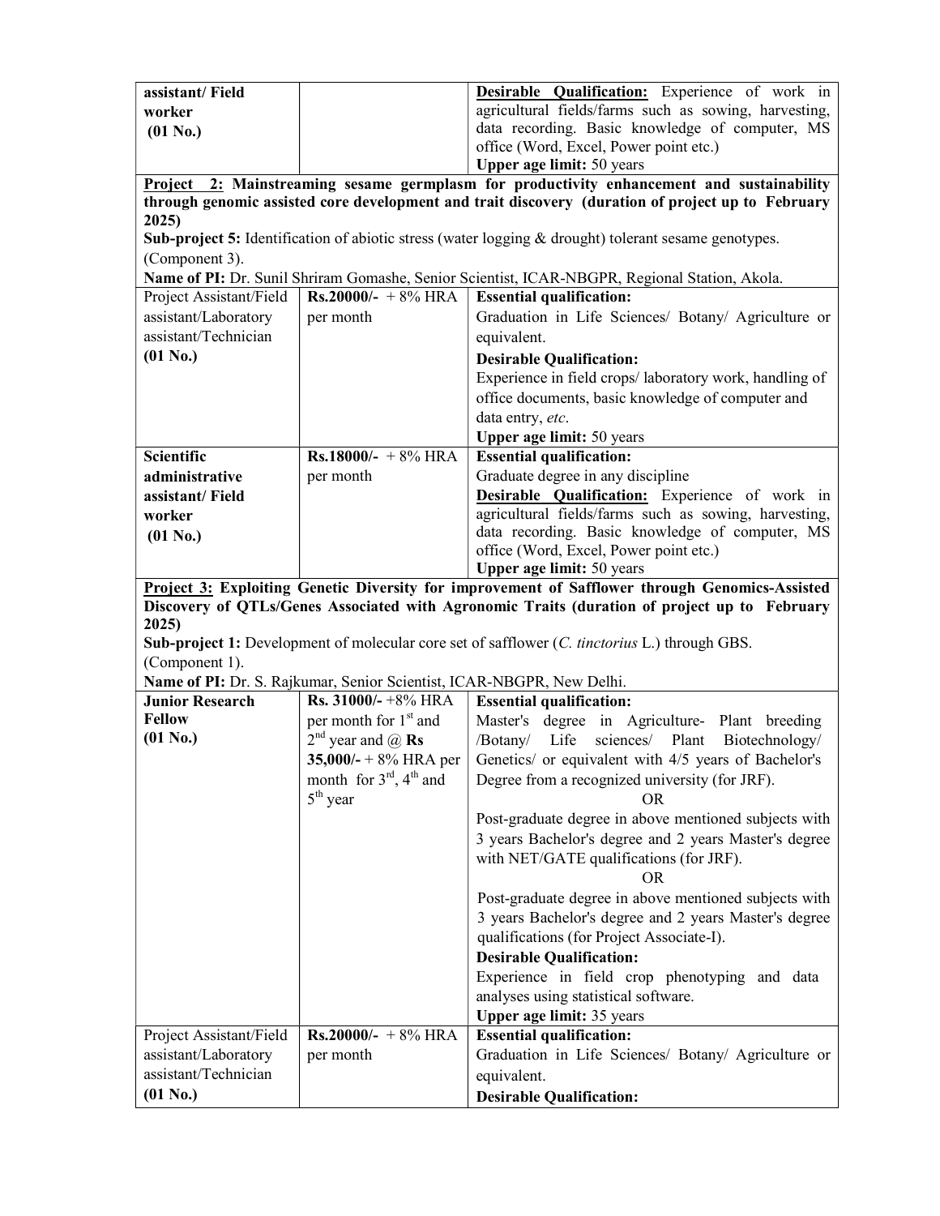| | | |
|---|---|---|
| **assistant/ Field worker (01 No.)** | | **Desirable Qualification:** Experience of work in agricultural fields/farms such as sowing, harvesting, data recording. Basic knowledge of computer, MS office (Word, Excel, Power point etc.)<br>**Upper age limit:** 50 years |

**Project 2: Mainstreaming sesame germplasm for productivity enhancement and sustainability through genomic assisted core development and trait discovery (duration of project up to February 2025)**

**Sub-project 5:** Identification of abiotic stress (water logging & drought) tolerant sesame genotypes. (Component 3).

**Name of PI:** Dr. Sunil Shriram Gomashe, Senior Scientist, ICAR-NBGPR, Regional Station, Akola.

| | | |
|---|---|---|
| Project Assistant/Field assistant/Laboratory assistant/Technician **(01 No.)** | **Rs.20000/-** + 8% HRA per month | **Essential qualification:**<br>Graduation in Life Sciences/ Botany/ Agriculture or equivalent.<br>**Desirable Qualification:**<br>Experience in field crops/ laboratory work, handling of office documents, basic knowledge of computer and data entry, *etc*.<br>**Upper age limit:** 50 years |
| **Scientific administrative assistant/ Field worker (01 No.)** | **Rs.18000/-** + 8% HRA per month | **Essential qualification:**<br>Graduate degree in any discipline<br>**Desirable Qualification:** Experience of work in agricultural fields/farms such as sowing, harvesting, data recording. Basic knowledge of computer, MS office (Word, Excel, Power point etc.)<br>**Upper age limit:** 50 years |

**Project 3: Exploiting Genetic Diversity for improvement of Safflower through Genomics-Assisted Discovery of QTLs/Genes Associated with Agronomic Traits (duration of project up to February 2025)**

**Sub-project 1:** Development of molecular core set of safflower (*C. tinctorius* L.) through GBS. (Component 1).

**Name of PI:** Dr. S. Rajkumar, Senior Scientist, ICAR-NBGPR, New Delhi.

| | | |
|---|---|---|
| **Junior Research Fellow (01 No.)** | **Rs. 31000/-** +8% HRA per month for 1st and 2nd year and @ **Rs 35,000/-** + 8% HRA per month for 3rd, 4th and 5th year | **Essential qualification:**<br>Master's degree in Agriculture- Plant breeding /Botany/ Life sciences/ Plant Biotechnology/ Genetics/ or equivalent with 4/5 years of Bachelor's Degree from a recognized university (for JRF).<br>OR<br>Post-graduate degree in above mentioned subjects with 3 years Bachelor's degree and 2 years Master's degree with NET/GATE qualifications (for JRF).<br>OR<br>Post-graduate degree in above mentioned subjects with 3 years Bachelor's degree and 2 years Master's degree qualifications (for Project Associate-I).<br>**Desirable Qualification:**<br>Experience in field crop phenotyping and data analyses using statistical software.<br>**Upper age limit:** 35 years |
| Project Assistant/Field assistant/Laboratory assistant/Technician **(01 No.)** | **Rs.20000/-** + 8% HRA per month | **Essential qualification:**<br>Graduation in Life Sciences/ Botany/ Agriculture or equivalent.<br>**Desirable Qualification:** |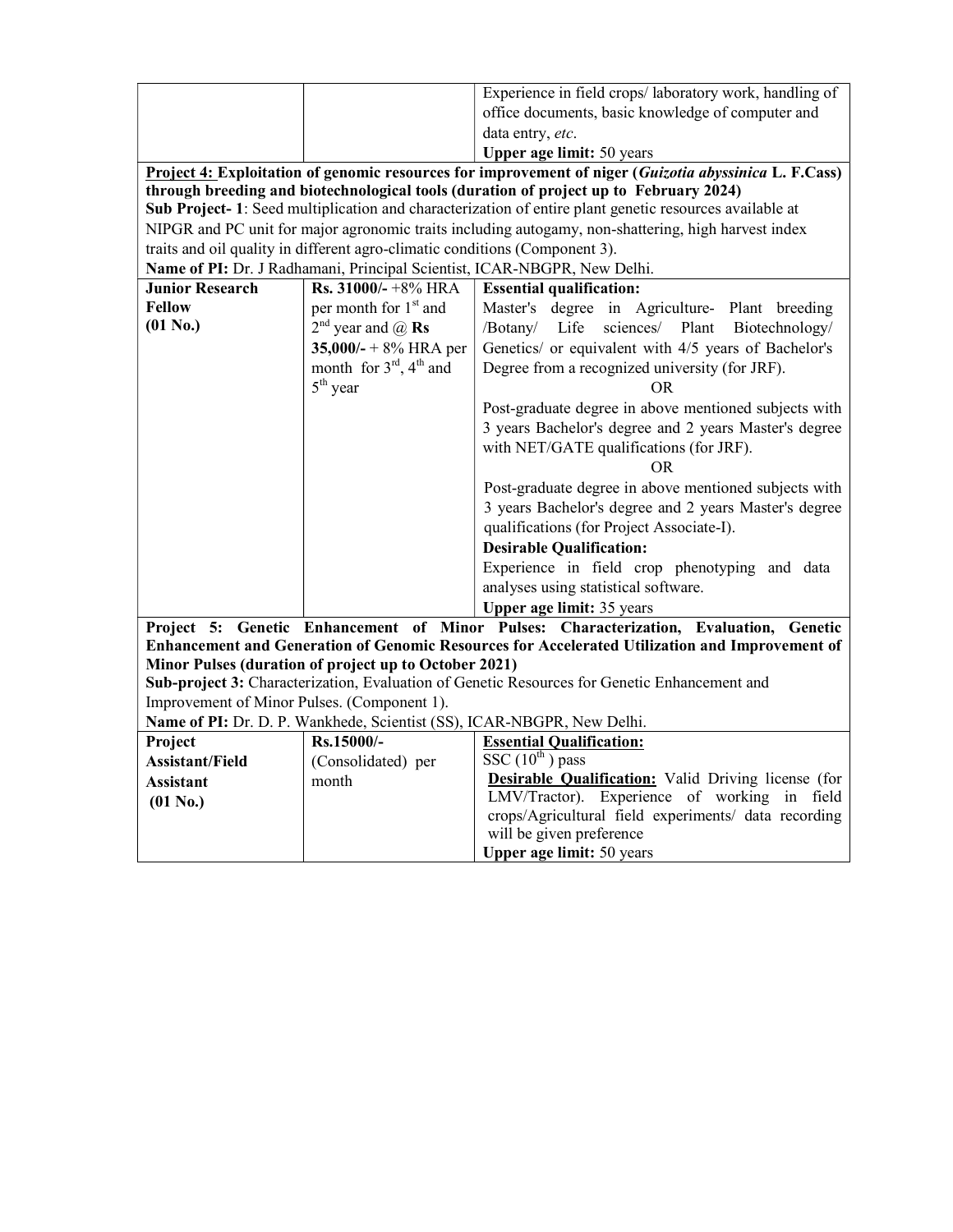| | | Experience in field crops/ laboratory work, handling of office documents, basic knowledge of computer and data entry, *etc*.<br>**Upper age limit:** 50 years |
|---|---|---|

**<u>Project 4:</u> Exploitation of genomic resources for improvement of niger (*Guizotia abyssinica* L. F.Cass) through breeding and biotechnological tools (duration of project up to February 2024)**
**Sub Project- 1**: Seed multiplication and characterization of entire plant genetic resources available at NIPGR and PC unit for major agronomic traits including autogamy, non-shattering, high harvest index traits and oil quality in different agro-climatic conditions (Component 3).
**Name of PI:** Dr. J Radhamani, Principal Scientist, ICAR-NBGPR, New Delhi.

| | | |
|---|---|---|
| **Junior Research Fellow (01 No.)** | **Rs. 31000/-** +8% HRA per month for 1st and 2nd year and @ **Rs 35,000/-** + 8% HRA per month for 3rd, 4th and 5th year | **Essential qualification:**<br>Master's degree in Agriculture- Plant breeding /Botany/ Life sciences/ Plant Biotechnology/ Genetics/ or equivalent with 4/5 years of Bachelor's Degree from a recognized university (for JRF).<br>OR<br>Post-graduate degree in above mentioned subjects with 3 years Bachelor's degree and 2 years Master's degree with NET/GATE qualifications (for JRF).<br>OR<br>Post-graduate degree in above mentioned subjects with 3 years Bachelor's degree and 2 years Master's degree qualifications (for Project Associate-I).<br>**Desirable Qualification:**<br>Experience in field crop phenotyping and data analyses using statistical software.<br>**Upper age limit:** 35 years |

**Project 5: Genetic Enhancement of Minor Pulses: Characterization, Evaluation, Genetic Enhancement and Generation of Genomic Resources for Accelerated Utilization and Improvement of Minor Pulses (duration of project up to October 2021)**
**Sub-project 3:** Characterization, Evaluation of Genetic Resources for Genetic Enhancement and Improvement of Minor Pulses. (Component 1).
**Name of PI:** Dr. D. P. Wankhede, Scientist (SS), ICAR-NBGPR, New Delhi.

| | | |
|---|---|---|
| **Project Assistant/Field Assistant (01 No.)** | **Rs.15000/-** (Consolidated) per month | **<u>Essential Qualification:</u>**<br>SSC (10th ) pass<br>**<u>Desirable Qualification:</u>** Valid Driving license (for LMV/Tractor). Experience of working in field crops/Agricultural field experiments/ data recording will be given preference<br>**Upper age limit:** 50 years |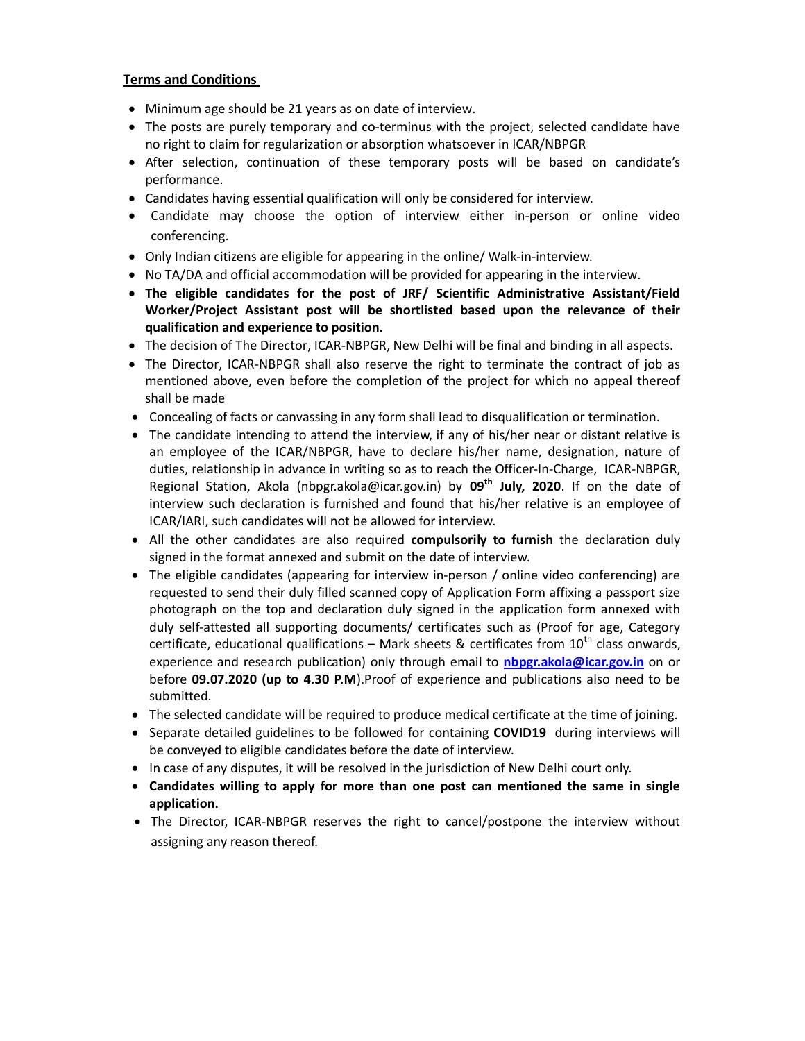**Terms and Conditions**

- Minimum age should be 21 years as on date of interview.
- The posts are purely temporary and co-terminus with the project, selected candidate have no right to claim for regularization or absorption whatsoever in ICAR/NBPGR
- After selection, continuation of these temporary posts will be based on candidate's performance.
- Candidates having essential qualification will only be considered for interview.
- Candidate may choose the option of interview either in-person or online video conferencing.
- Only Indian citizens are eligible for appearing in the online/ Walk-in-interview.
- No TA/DA and official accommodation will be provided for appearing in the interview.
- **The eligible candidates for the post of JRF/ Scientific Administrative Assistant/Field Worker/Project Assistant post will be shortlisted based upon the relevance of their qualification and experience to position.**
- The decision of The Director, ICAR-NBPGR, New Delhi will be final and binding in all aspects.
- The Director, ICAR-NBPGR shall also reserve the right to terminate the contract of job as mentioned above, even before the completion of the project for which no appeal thereof shall be made
- Concealing of facts or canvassing in any form shall lead to disqualification or termination.
- The candidate intending to attend the interview, if any of his/her near or distant relative is an employee of the ICAR/NBPGR, have to declare his/her name, designation, nature of duties, relationship in advance in writing so as to reach the Officer-In-Charge, ICAR-NBPGR, Regional Station, Akola (nbpgr.akola@icar.gov.in) by **09th July, 2020**. If on the date of interview such declaration is furnished and found that his/her relative is an employee of ICAR/IARI, such candidates will not be allowed for interview.
- All the other candidates are also required **compulsorily to furnish** the declaration duly signed in the format annexed and submit on the date of interview.
- The eligible candidates (appearing for interview in-person / online video conferencing) are requested to send their duly filled scanned copy of Application Form affixing a passport size photograph on the top and declaration duly signed in the application form annexed with duly self-attested all supporting documents/ certificates such as (Proof for age, Category certificate, educational qualifications – Mark sheets & certificates from 10th class onwards, experience and research publication) only through email to **nbpgr.akola@icar.gov.in** on or before **09.07.2020 (up to 4.30 P.M)**.Proof of experience and publications also need to be submitted.
- The selected candidate will be required to produce medical certificate at the time of joining.
- Separate detailed guidelines to be followed for containing **COVID19** during interviews will be conveyed to eligible candidates before the date of interview.
- In case of any disputes, it will be resolved in the jurisdiction of New Delhi court only.
- **Candidates willing to apply for more than one post can mentioned the same in single application.**
- The Director, ICAR-NBPGR reserves the right to cancel/postpone the interview without assigning any reason thereof.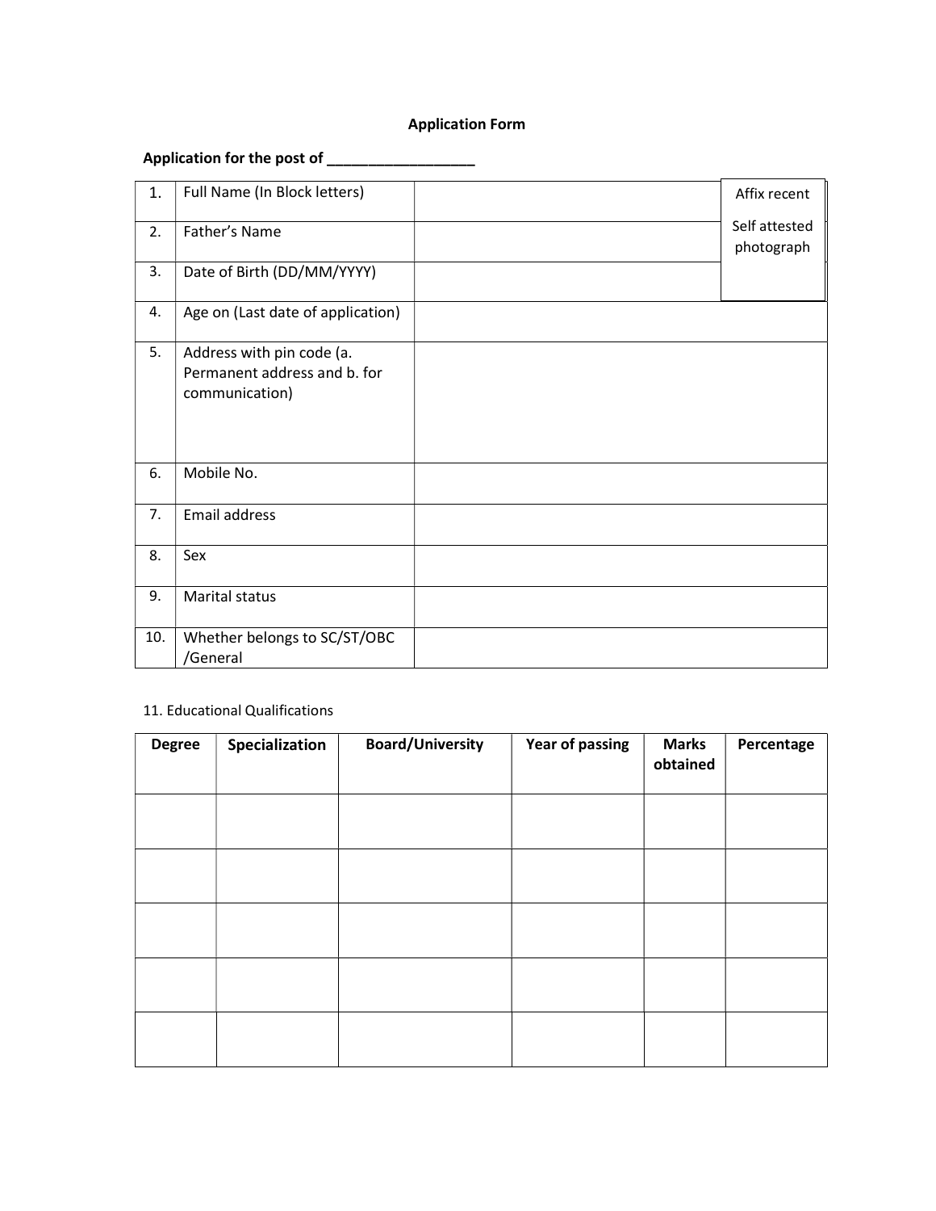# Application Form

**Application for the post of \_\_\_\_\_\_\_\_\_\_\_\_\_\_\_\_\_\_**

| | | | |
|---|---|---|---|
| 1. | Full Name (In Block letters) | | Affix recent Self attested photograph |
| 2. | Father's Name | | |
| 3. | Date of Birth (DD/MM/YYYY) | | |
| 4. | Age on (Last date of application) | | |
| 5. | Address with pin code (a. Permanent address and b. for communication) | | |
| 6. | Mobile No. | | |
| 7. | Email address | | |
| 8. | Sex | | |
| 9. | Marital status | | |
| 10. | Whether belongs to SC/ST/OBC /General | | |

11. Educational Qualifications

| Degree | Specialization | Board/University | Year of passing | Marks obtained | Percentage |
|---|---|---|---|---|---|
| | | | | | |
| | | | | | |
| | | | | | |
| | | | | | |
| | | | | | |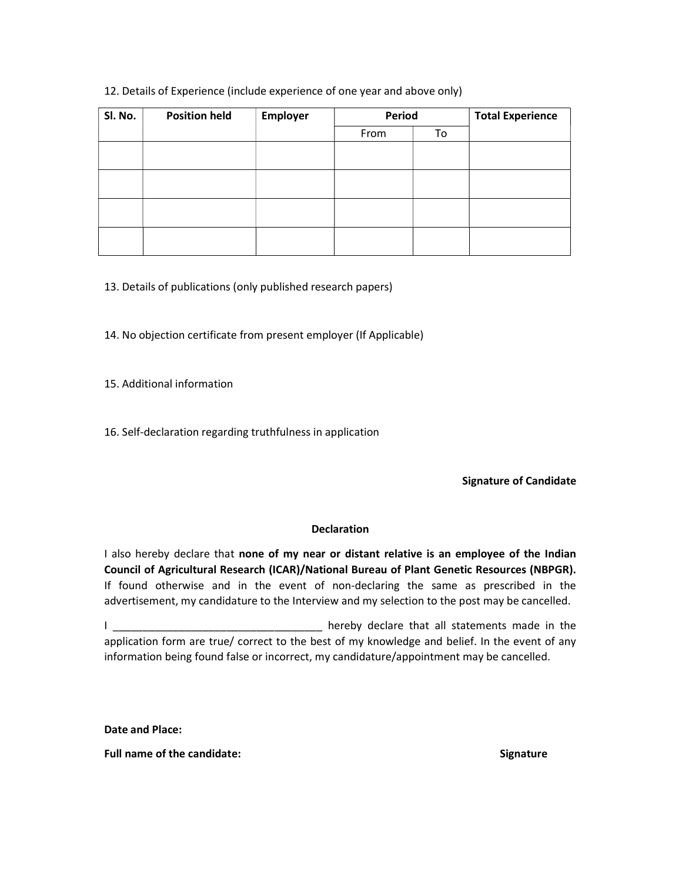12. Details of Experience (include experience of one year and above only)

| Sl. No. | Position held | Employer | Period | | Total Experience |
|---|---|---|---|---|---|
| | | | From | To | |
| | | | | | |
| | | | | | |
| | | | | | |
| | | | | | |

13. Details of publications (only published research papers)

14. No objection certificate from present employer (If Applicable)

15. Additional information

16. Self-declaration regarding truthfulness in application

**Signature of Candidate**

**Declaration**

I also hereby declare that **none of my near or distant relative is an employee of the Indian Council of Agricultural Research (ICAR)/National Bureau of Plant Genetic Resources (NBPGR).** If found otherwise and in the event of non-declaring the same as prescribed in the advertisement, my candidature to the Interview and my selection to the post may be cancelled.

I ___________________________________ hereby declare that all statements made in the application form are true/ correct to the best of my knowledge and belief. In the event of any information being found false or incorrect, my candidature/appointment may be cancelled.

**Date and Place:**

**Full name of the candidate:** **Signature**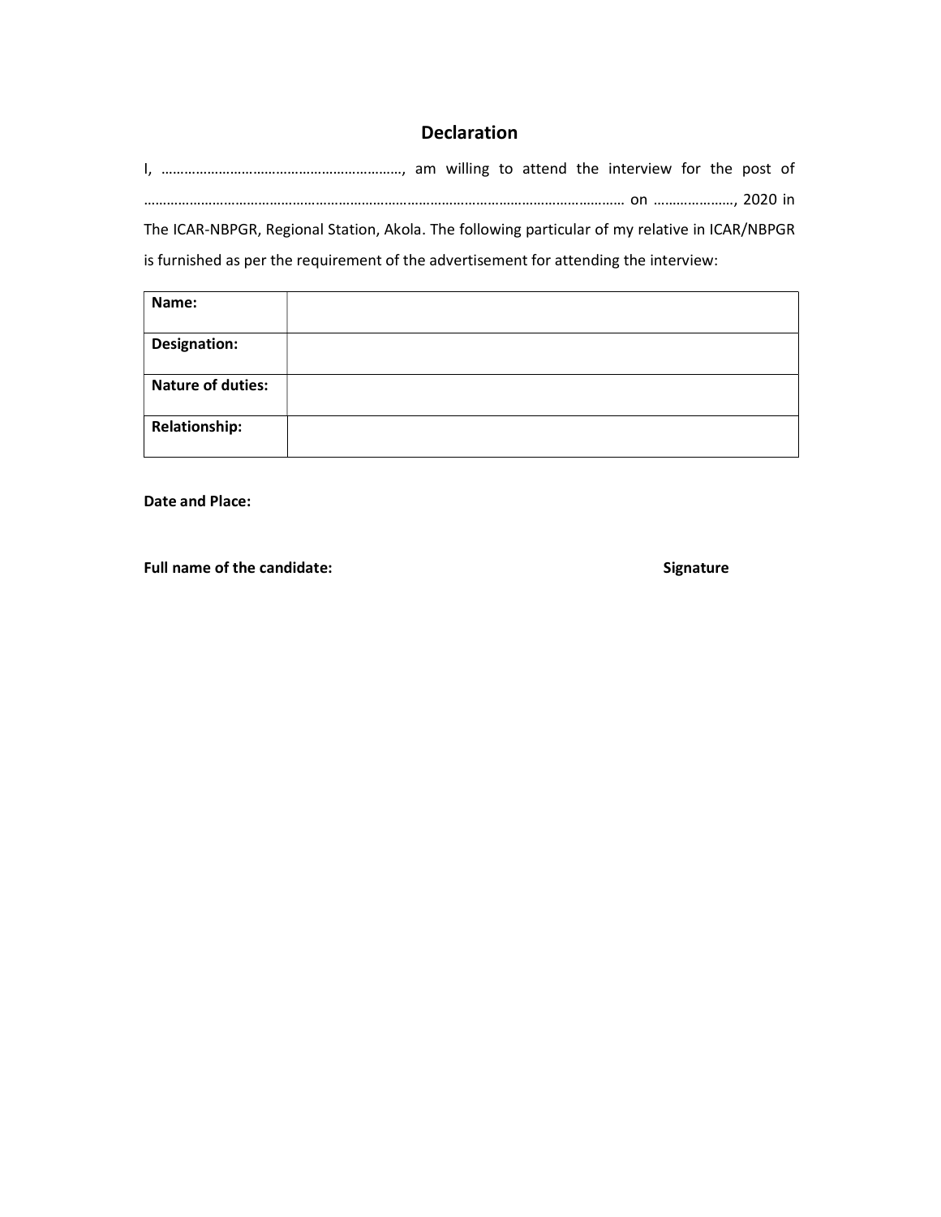## Declaration

I, ………………………………………………………, am willing to attend the interview for the post of ……………………………………………………………………………………………………………… on …………………, 2020 in The ICAR-NBPGR, Regional Station, Akola. The following particular of my relative in ICAR/NBPGR is furnished as per the requirement of the advertisement for attending the interview:

| | |
|---|---|
| **Name:** | |
| **Designation:** | |
| **Nature of duties:** | |
| **Relationship:** | |

**Date and Place:**

**Full name of the candidate:** **Signature**